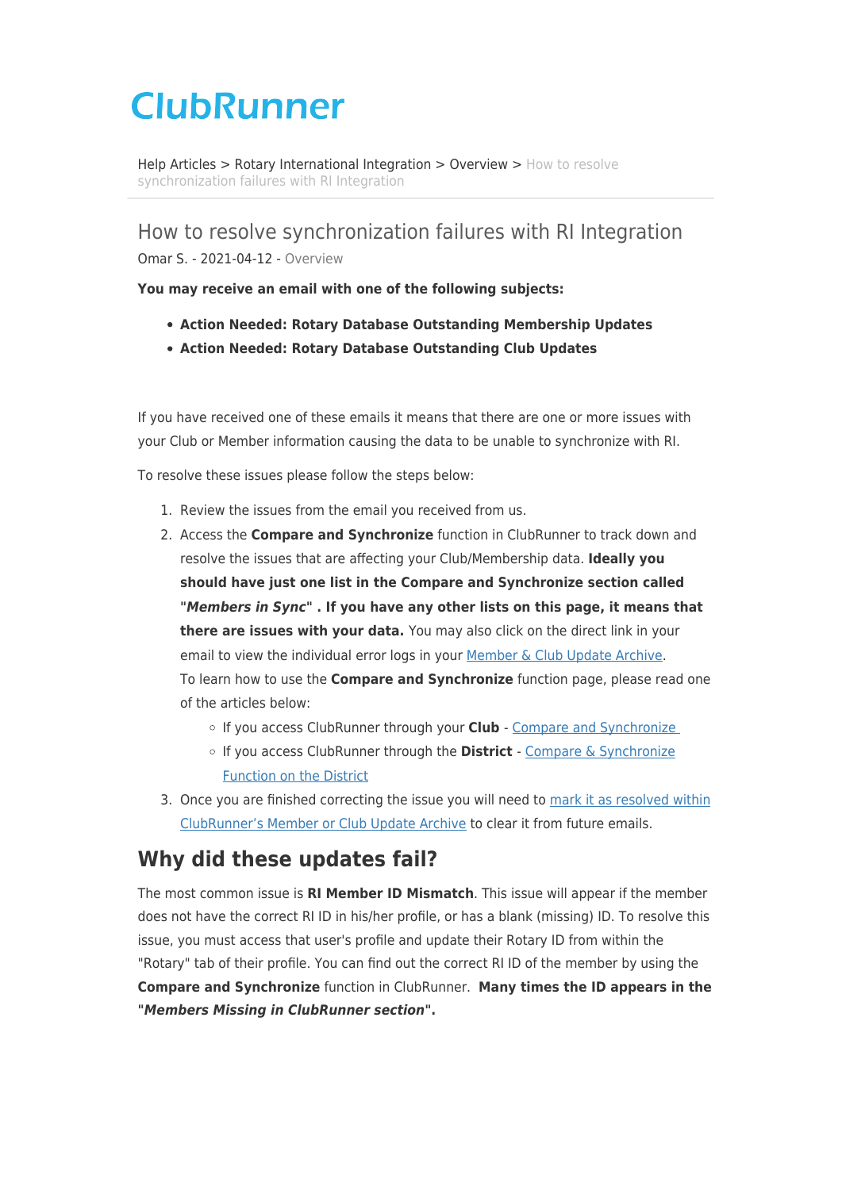# ClubRunner

Help Articles > Rotary International Integration > Overview > How to resolve synchronization failures with RI Integration

## How to resolve synchronization failures with RI Integration

Omar S. - 2021-04-12 - Overview

**You may receive an email with one of the following subjects:**

- **Action Needed: Rotary Database Outstanding Membership Updates**
- **Action Needed: Rotary Database Outstanding Club Updates**

If you have received one of these emails it means that there are one or more issues with your Club or Member information causing the data to be unable to synchronize with RI.

To resolve these issues please follow the steps below:

1. Review the issues from the email you received from us.
2. Access the **Compare and Synchronize** function in ClubRunner to track down and resolve the issues that are affecting your Club/Membership data. **Ideally you should have just one list in the Compare and Synchronize section called "*Members in Sync*" . If you have any other lists on this page, it means that there are issues with your data.** You may also click on the direct link in your email to view the individual error logs in your Member & Club Update Archive.
   To learn how to use the **Compare and Synchronize** function page, please read one of the articles below:
   - If you access ClubRunner through your **Club** - Compare and Synchronize
   - If you access ClubRunner through the **District** - Compare & Synchronize Function on the District
3. Once you are finished correcting the issue you will need to mark it as resolved within ClubRunner's Member or Club Update Archive to clear it from future emails.

## Why did these updates fail?

The most common issue is **RI Member ID Mismatch**. This issue will appear if the member does not have the correct RI ID in his/her profile, or has a blank (missing) ID. To resolve this issue, you must access that user's profile and update their Rotary ID from within the "Rotary" tab of their profile. You can find out the correct RI ID of the member by using the **Compare and Synchronize** function in ClubRunner. **Many times the ID appears in the "*Members Missing in ClubRunner section*".**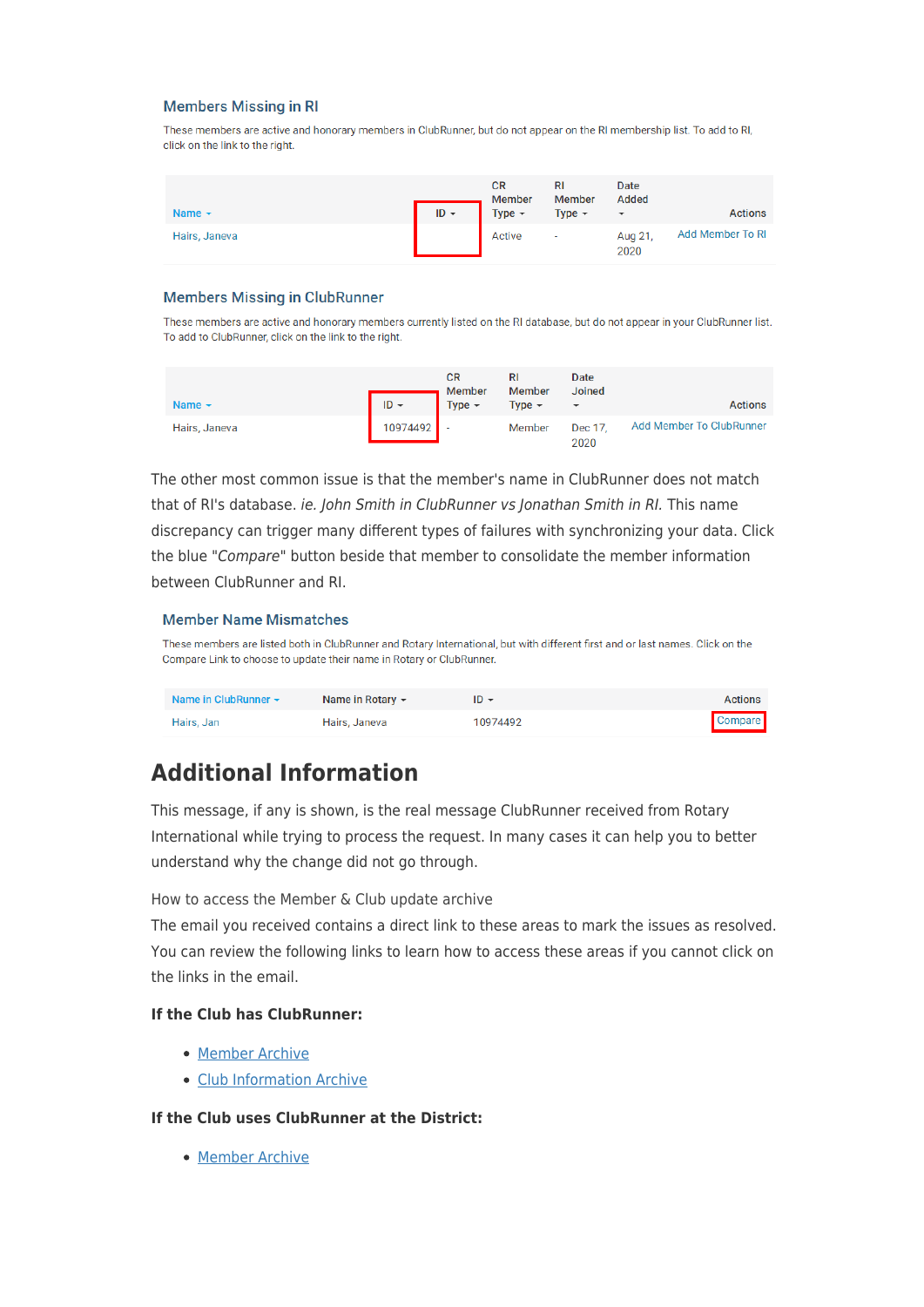### Members Missing in RI

These members are active and honorary members in ClubRunner, but do not appear on the RI membership list. To add to RI, click on the link to the right.

| Name | ID | CR Member Type | RI Member Type | Date Added | Actions |
| --- | --- | --- | --- | --- | --- |
| Hairs, Janeva | | Active | - | Aug 21, 2020 | Add Member To RI |

### Members Missing in ClubRunner

These members are active and honorary members currently listed on the RI database, but do not appear in your ClubRunner list. To add to ClubRunner, click on the link to the right.

| Name | ID | CR Member Type | RI Member Type | Date Joined | Actions |
| --- | --- | --- | --- | --- | --- |
| Hairs, Janeva | 10974492 | - | Member | Dec 17, 2020 | Add Member To ClubRunner |

The other most common issue is that the member's name in ClubRunner does not match that of RI's database. *ie. John Smith in ClubRunner vs Jonathan Smith in RI.* This name discrepancy can trigger many different types of failures with synchronizing your data. Click the blue "*Compare*" button beside that member to consolidate the member information between ClubRunner and RI.

### Member Name Mismatches

These members are listed both in ClubRunner and Rotary International, but with different first and or last names. Click on the Compare Link to choose to update their name in Rotary or ClubRunner.

| Name in ClubRunner | Name in Rotary | ID | Actions |
| --- | --- | --- | --- |
| Hairs, Jan | Hairs, Janeva | 10974492 | Compare |

## Additional Information

This message, if any is shown, is the real message ClubRunner received from Rotary International while trying to process the request. In many cases it can help you to better understand why the change did not go through.

How to access the Member & Club update archive

The email you received contains a direct link to these areas to mark the issues as resolved. You can review the following links to learn how to access these areas if you cannot click on the links in the email.

**If the Club has ClubRunner:**

- Member Archive
- Club Information Archive

**If the Club uses ClubRunner at the District:**

- Member Archive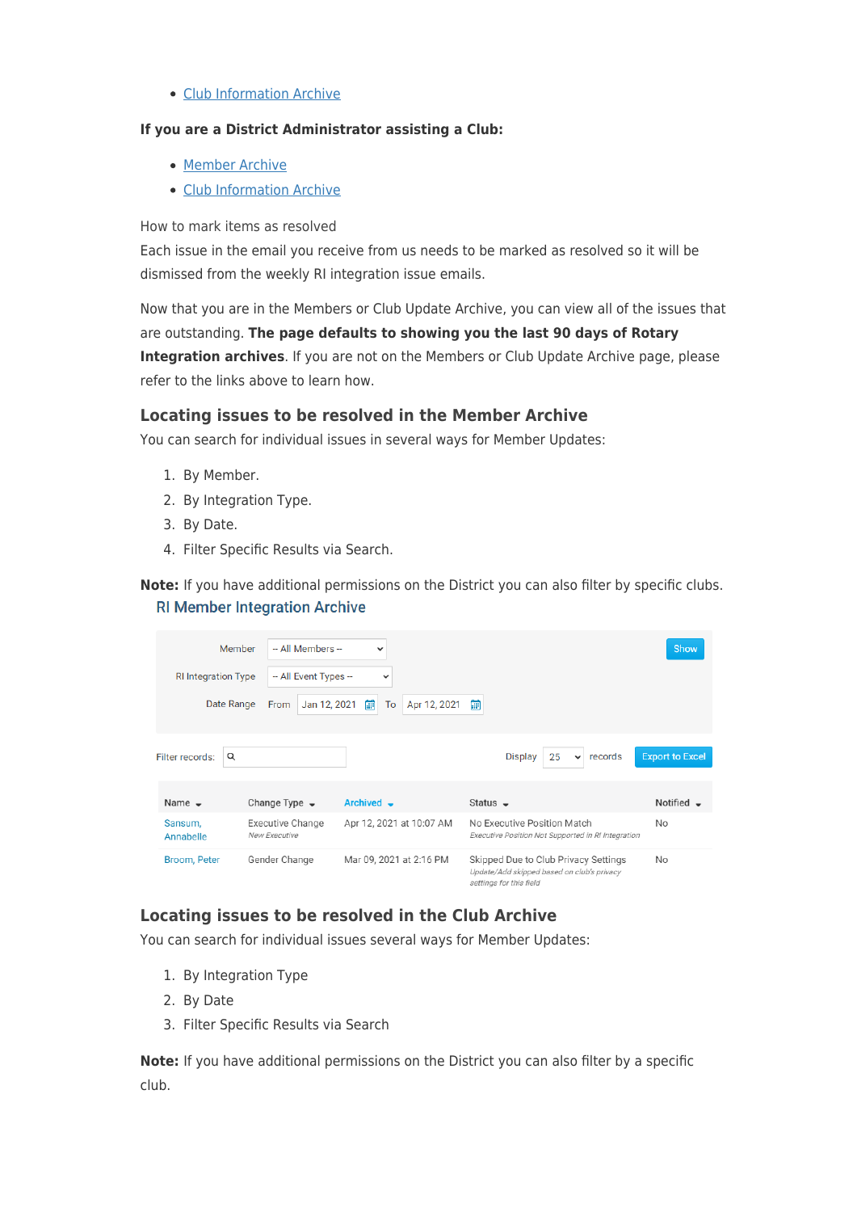- Club Information Archive

**If you are a District Administrator assisting a Club:**

- Member Archive
- Club Information Archive

How to mark items as resolved

Each issue in the email you receive from us needs to be marked as resolved so it will be dismissed from the weekly RI integration issue emails.

Now that you are in the Members or Club Update Archive, you can view all of the issues that are outstanding. **The page defaults to showing you the last 90 days of Rotary Integration archives**. If you are not on the Members or Club Update Archive page, please refer to the links above to learn how.

## Locating issues to be resolved in the Member Archive

You can search for individual issues in several ways for Member Updates:

1. By Member.
2. By Integration Type.
3. By Date.
4. Filter Specific Results via Search.

**Note:** If you have additional permissions on the District you can also filter by specific clubs.

RI Member Integration Archive

Member: -- All Members --

RI Integration Type: -- All Event Types --

Date Range: From Jan 12, 2021 To Apr 12, 2021

Show

Filter records:

Display 25 records

Export to Excel

| Name | Change Type | Archived | Status | Notified |
| --- | --- | --- | --- | --- |
| Sansum, Annabelle | Executive Change<br>*New Executive* | Apr 12, 2021 at 10:07 AM | No Executive Position Match<br>*Executive Position Not Supported in RI Integration* | No |
| Broom, Peter | Gender Change | Mar 09, 2021 at 2:16 PM | Skipped Due to Club Privacy Settings<br>*Update/Add skipped based on club's privacy settings for this field* | No |

## Locating issues to be resolved in the Club Archive

You can search for individual issues several ways for Member Updates:

1. By Integration Type
2. By Date
3. Filter Specific Results via Search

**Note:** If you have additional permissions on the District you can also filter by a specific club.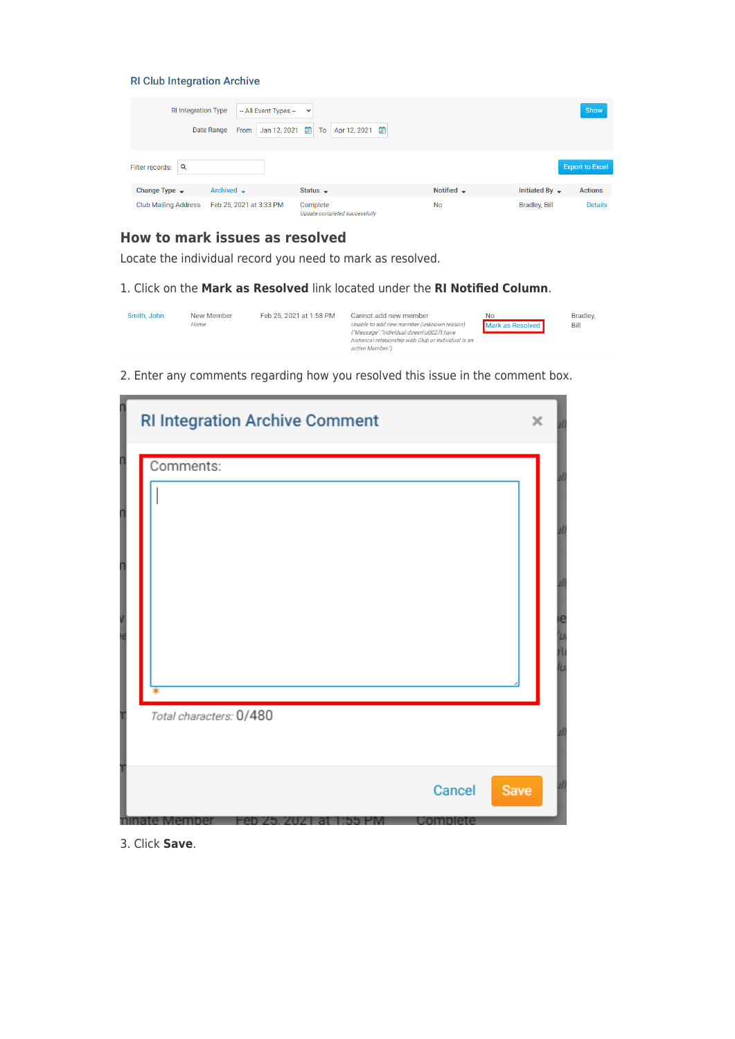RI Club Integration Archive

RI Integration Type: -- All Event Types --

Date Range From Jan 12, 2021 To Apr 12, 2021

Show

Filter records:

Export to Excel

| Change Type | Archived | Status | Notified | Initiated By | Actions |
|---|---|---|---|---|---|
| Club Mailing Address | Feb 25, 2021 at 3:33 PM | Complete *Update completed successfully* | No | Bradley, Bill | Details |

## How to mark issues as resolved

Locate the individual record you need to mark as resolved.

1. Click on the **Mark as Resolved** link located under the **RI Notified Column**.

| Smith, John | New Member *Home* | Feb 25, 2021 at 1:58 PM | Cannot add new member *Unable to add new member (unknown reason) {"Message":"Individual doesn\u0027t have historical relationship with Club or Individual is an active Member."}* | No Mark as Resolved | Bradley, Bill |
|---|---|---|---|---|---|

2. Enter any comments regarding how you resolved this issue in the comment box.

RI Integration Archive Comment

Comments:

Total characters: 0/480

Cancel Save

3. Click **Save**.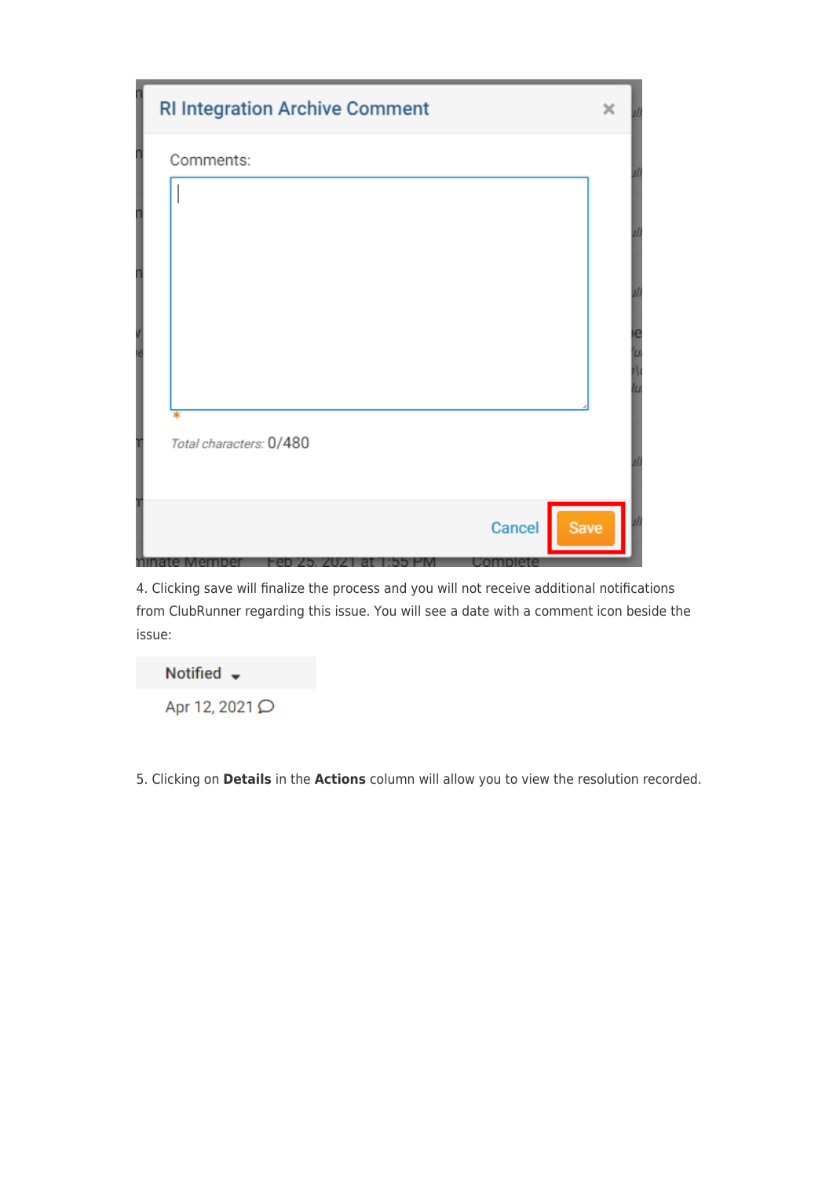4. Clicking save will finalize the process and you will not receive additional notifications from ClubRunner regarding this issue. You will see a date with a comment icon beside the issue:

5. Clicking on **Details** in the **Actions** column will allow you to view the resolution recorded.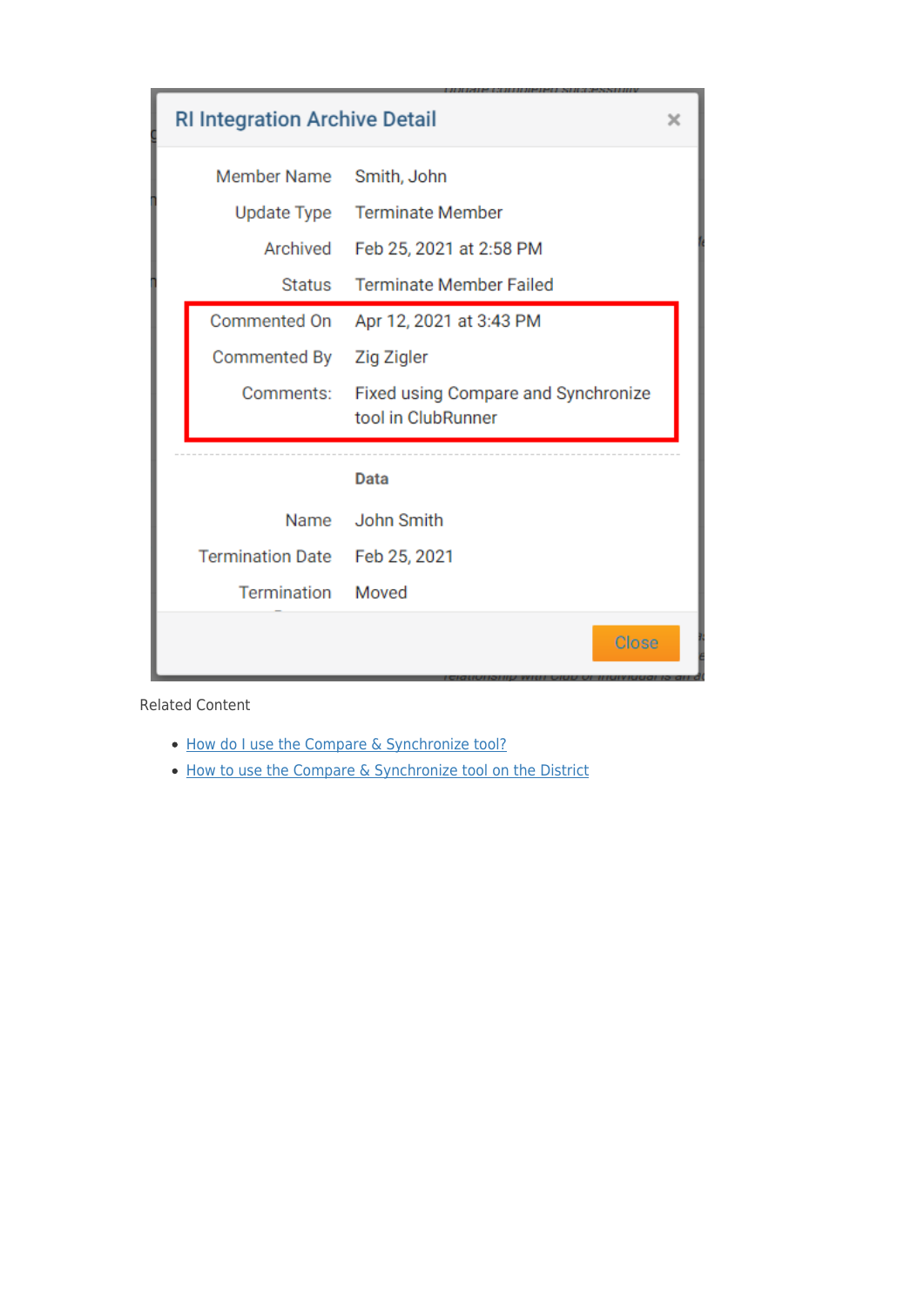Related Content

- How do I use the Compare & Synchronize tool?
- How to use the Compare & Synchronize tool on the District